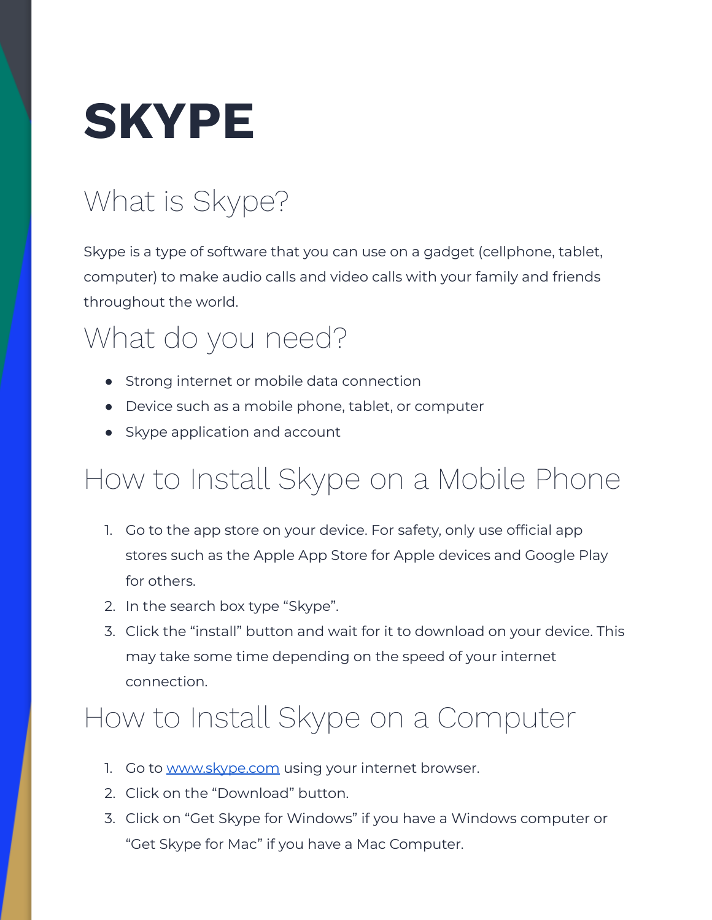# SKYPE

## What is Skype?

Skype is a type of software that you can use on a gadget (cellphone, tablet, computer) to make audio calls and video calls with your family and friends throughout the world.

## What do you need?

- Strong internet or mobile data connection
- Device such as a mobile phone, tablet, or computer
- Skype application and account

## How to Install Skype on a Mobile Phone

1. Go to the app store on your device. For safety, only use official app stores such as the Apple App Store for Apple devices and Google Play for others.
2. In the search box type "Skype".
3. Click the "install" button and wait for it to download on your device. This may take some time depending on the speed of your internet connection.

## How to Install Skype on a Computer

1. Go to [www.skype.com](http://www.skype.com) using your internet browser.
2. Click on the "Download" button.
3. Click on "Get Skype for Windows" if you have a Windows computer or "Get Skype for Mac" if you have a Mac Computer.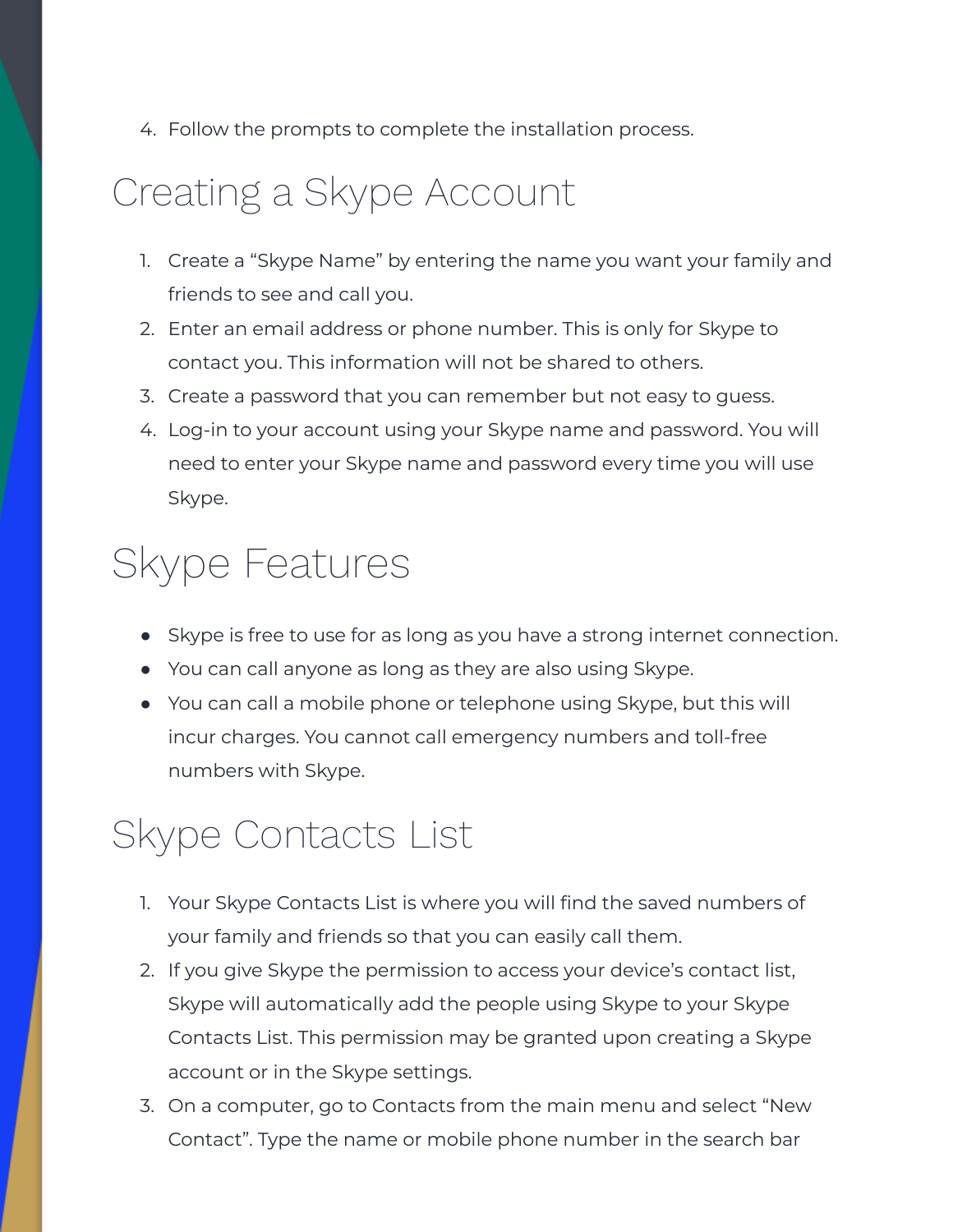4. Follow the prompts to complete the installation process.

## Creating a Skype Account

1. Create a "Skype Name" by entering the name you want your family and friends to see and call you.
2. Enter an email address or phone number. This is only for Skype to contact you. This information will not be shared to others.
3. Create a password that you can remember but not easy to guess.
4. Log-in to your account using your Skype name and password. You will need to enter your Skype name and password every time you will use Skype.

## Skype Features

- Skype is free to use for as long as you have a strong internet connection.
- You can call anyone as long as they are also using Skype.
- You can call a mobile phone or telephone using Skype, but this will incur charges. You cannot call emergency numbers and toll-free numbers with Skype.

## Skype Contacts List

1. Your Skype Contacts List is where you will find the saved numbers of your family and friends so that you can easily call them.
2. If you give Skype the permission to access your device's contact list, Skype will automatically add the people using Skype to your Skype Contacts List. This permission may be granted upon creating a Skype account or in the Skype settings.
3. On a computer, go to Contacts from the main menu and select "New Contact". Type the name or mobile phone number in the search bar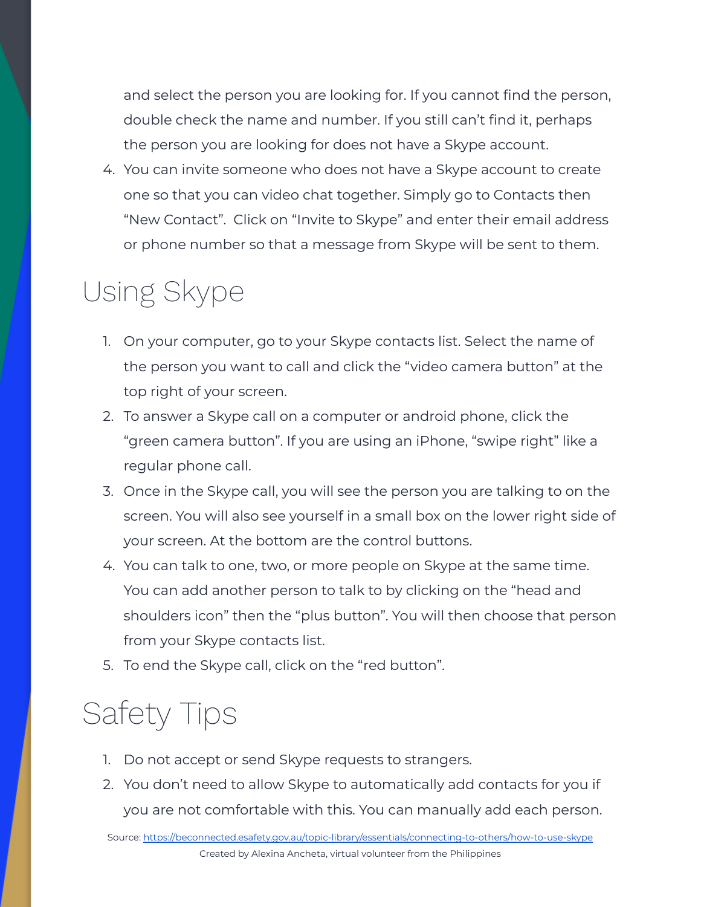and select the person you are looking for. If you cannot find the person, double check the name and number. If you still can't find it, perhaps the person you are looking for does not have a Skype account.

4. You can invite someone who does not have a Skype account to create one so that you can video chat together. Simply go to Contacts then "New Contact". Click on "Invite to Skype" and enter their email address or phone number so that a message from Skype will be sent to them.

# Using Skype

1. On your computer, go to your Skype contacts list. Select the name of the person you want to call and click the "video camera button" at the top right of your screen.
2. To answer a Skype call on a computer or android phone, click the "green camera button". If you are using an iPhone, "swipe right" like a regular phone call.
3. Once in the Skype call, you will see the person you are talking to on the screen. You will also see yourself in a small box on the lower right side of your screen. At the bottom are the control buttons.
4. You can talk to one, two, or more people on Skype at the same time. You can add another person to talk to by clicking on the "head and shoulders icon" then the "plus button". You will then choose that person from your Skype contacts list.
5. To end the Skype call, click on the "red button".

# Safety Tips

1. Do not accept or send Skype requests to strangers.
2. You don't need to allow Skype to automatically add contacts for you if you are not comfortable with this. You can manually add each person.

Source: https://beconnected.esafety.gov.au/topic-library/essentials/connecting-to-others/how-to-use-skype

Created by Alexina Ancheta, virtual volunteer from the Philippines